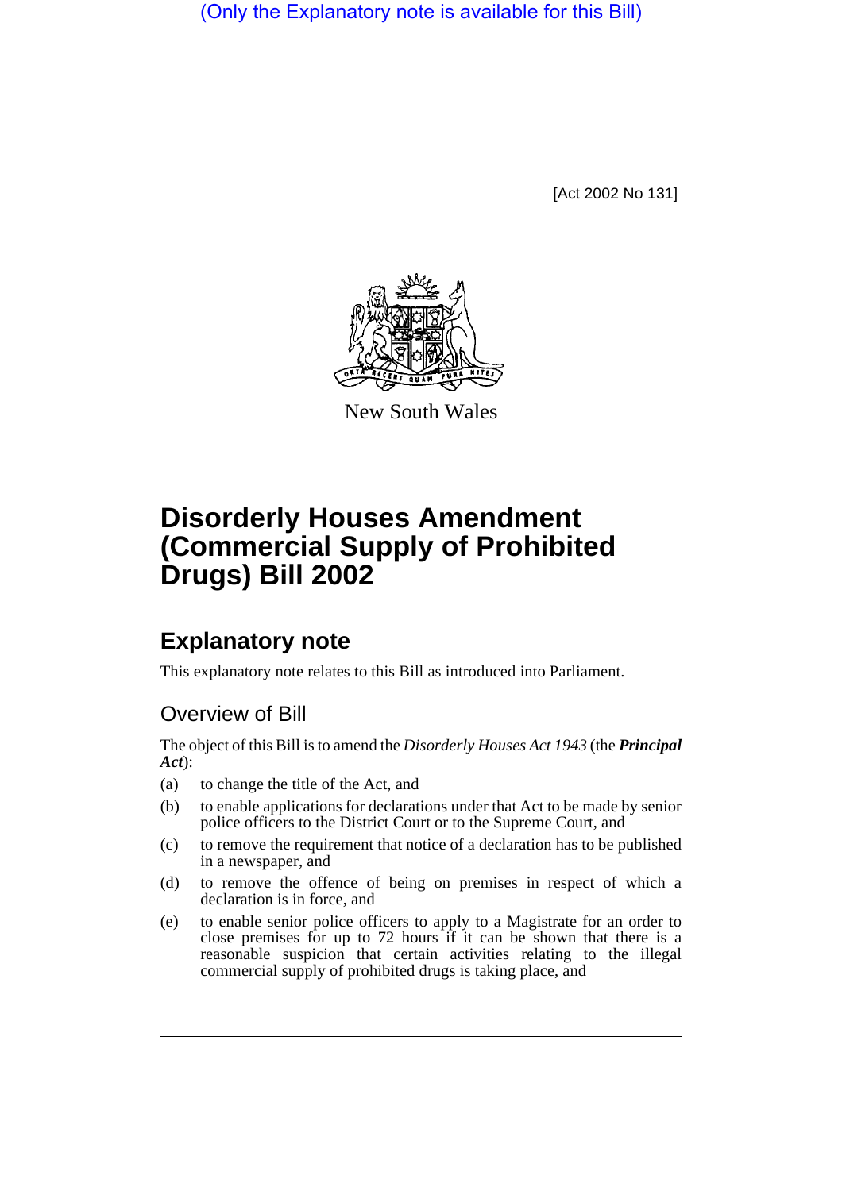(Only the Explanatory note is available for this Bill)

[Act 2002 No 131]

New South Wales

# Disorderly Houses Amendment (Commercial Supply of Prohibited Drugs) Bill 2002

## Explanatory note

This explanatory note relates to this Bill as introduced into Parliament.

### Overview of Bill

The object of this Bill is to amend the *Disorderly Houses Act 1943* (the ***Principal Act***):

(a) to change the title of the Act, and

(b) to enable applications for declarations under that Act to be made by senior police officers to the District Court or to the Supreme Court, and

(c) to remove the requirement that notice of a declaration has to be published in a newspaper, and

(d) to remove the offence of being on premises in respect of which a declaration is in force, and

(e) to enable senior police officers to apply to a Magistrate for an order to close premises for up to 72 hours if it can be shown that there is a reasonable suspicion that certain activities relating to the illegal commercial supply of prohibited drugs is taking place, and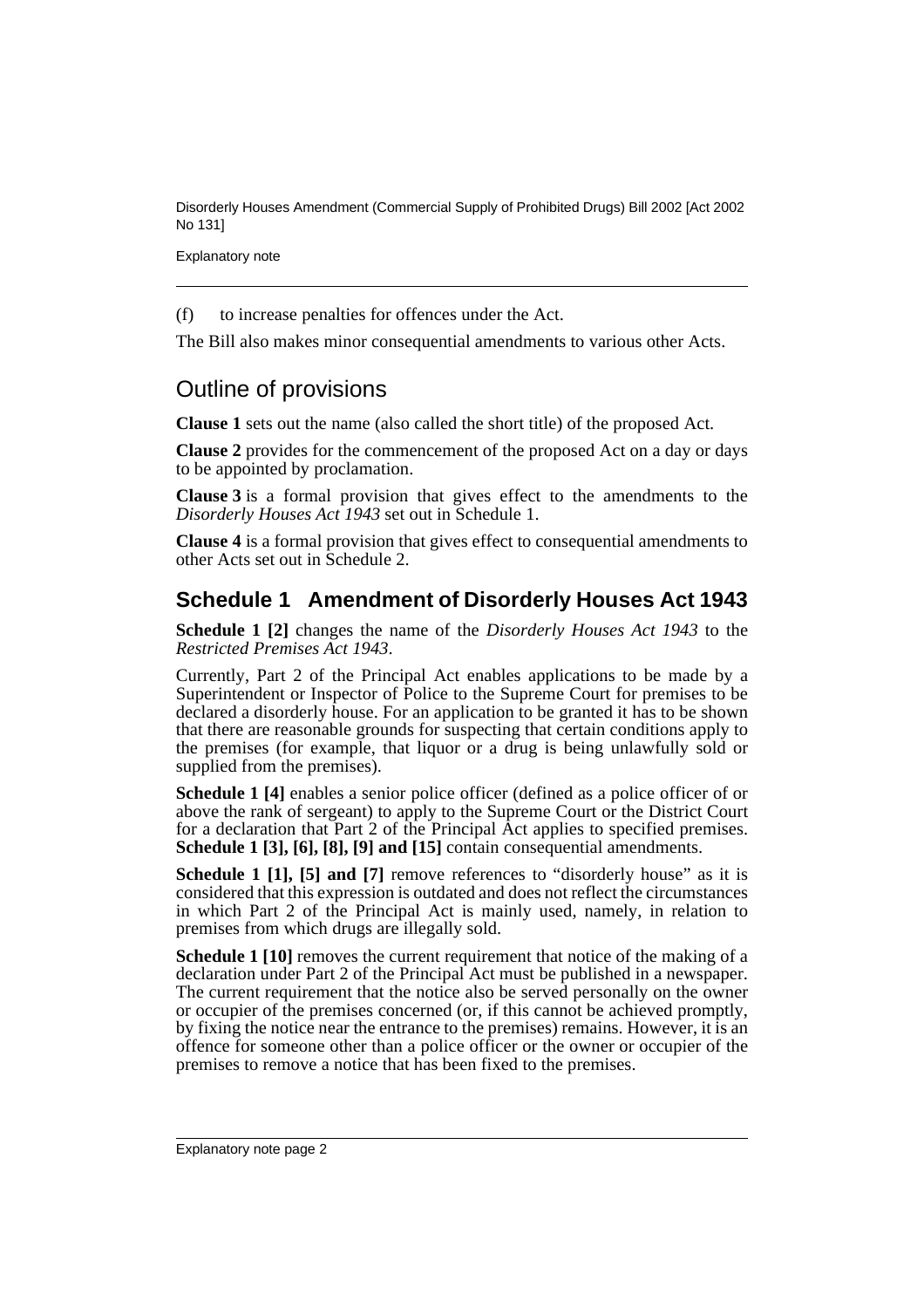(f) to increase penalties for offences under the Act.

The Bill also makes minor consequential amendments to various other Acts.

## Outline of provisions

**Clause 1** sets out the name (also called the short title) of the proposed Act.

**Clause 2** provides for the commencement of the proposed Act on a day or days to be appointed by proclamation.

**Clause 3** is a formal provision that gives effect to the amendments to the *Disorderly Houses Act 1943* set out in Schedule 1.

**Clause 4** is a formal provision that gives effect to consequential amendments to other Acts set out in Schedule 2.

### Schedule 1 Amendment of Disorderly Houses Act 1943

**Schedule 1 [2]** changes the name of the *Disorderly Houses Act 1943* to the *Restricted Premises Act 1943*.

Currently, Part 2 of the Principal Act enables applications to be made by a Superintendent or Inspector of Police to the Supreme Court for premises to be declared a disorderly house. For an application to be granted it has to be shown that there are reasonable grounds for suspecting that certain conditions apply to the premises (for example, that liquor or a drug is being unlawfully sold or supplied from the premises).

**Schedule 1 [4]** enables a senior police officer (defined as a police officer of or above the rank of sergeant) to apply to the Supreme Court or the District Court for a declaration that Part 2 of the Principal Act applies to specified premises. **Schedule 1 [3], [6], [8], [9] and [15]** contain consequential amendments.

**Schedule 1 [1], [5] and [7]** remove references to "disorderly house" as it is considered that this expression is outdated and does not reflect the circumstances in which Part 2 of the Principal Act is mainly used, namely, in relation to premises from which drugs are illegally sold.

**Schedule 1 [10]** removes the current requirement that notice of the making of a declaration under Part 2 of the Principal Act must be published in a newspaper. The current requirement that the notice also be served personally on the owner or occupier of the premises concerned (or, if this cannot be achieved promptly, by fixing the notice near the entrance to the premises) remains. However, it is an offence for someone other than a police officer or the owner or occupier of the premises to remove a notice that has been fixed to the premises.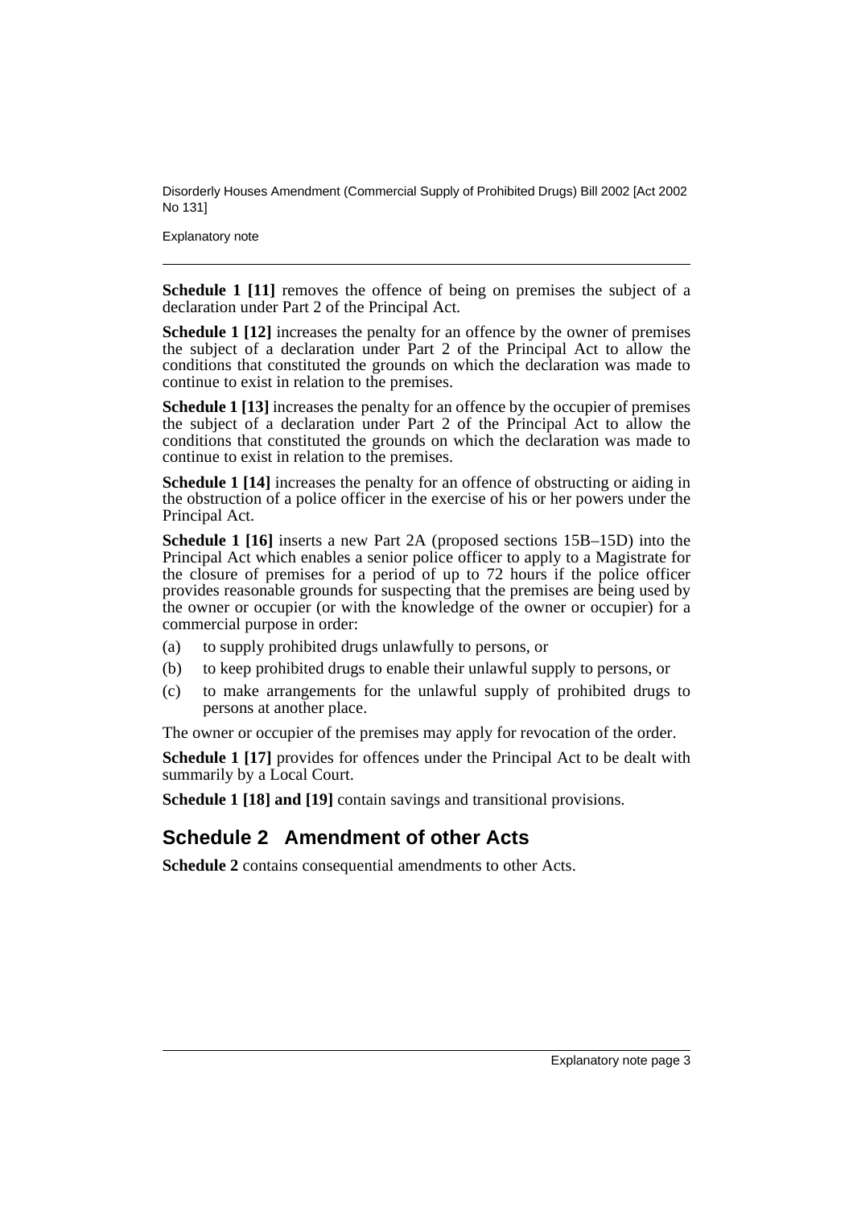**Schedule 1 [11]** removes the offence of being on premises the subject of a declaration under Part 2 of the Principal Act.

**Schedule 1 [12]** increases the penalty for an offence by the owner of premises the subject of a declaration under Part 2 of the Principal Act to allow the conditions that constituted the grounds on which the declaration was made to continue to exist in relation to the premises.

**Schedule 1 [13]** increases the penalty for an offence by the occupier of premises the subject of a declaration under Part 2 of the Principal Act to allow the conditions that constituted the grounds on which the declaration was made to continue to exist in relation to the premises.

**Schedule 1 [14]** increases the penalty for an offence of obstructing or aiding in the obstruction of a police officer in the exercise of his or her powers under the Principal Act.

**Schedule 1 [16]** inserts a new Part 2A (proposed sections 15B–15D) into the Principal Act which enables a senior police officer to apply to a Magistrate for the closure of premises for a period of up to 72 hours if the police officer provides reasonable grounds for suspecting that the premises are being used by the owner or occupier (or with the knowledge of the owner or occupier) for a commercial purpose in order:

(a) to supply prohibited drugs unlawfully to persons, or

(b) to keep prohibited drugs to enable their unlawful supply to persons, or

(c) to make arrangements for the unlawful supply of prohibited drugs to persons at another place.

The owner or occupier of the premises may apply for revocation of the order.

**Schedule 1 [17]** provides for offences under the Principal Act to be dealt with summarily by a Local Court.

**Schedule 1 [18] and [19]** contain savings and transitional provisions.

## Schedule 2 Amendment of other Acts

**Schedule 2** contains consequential amendments to other Acts.